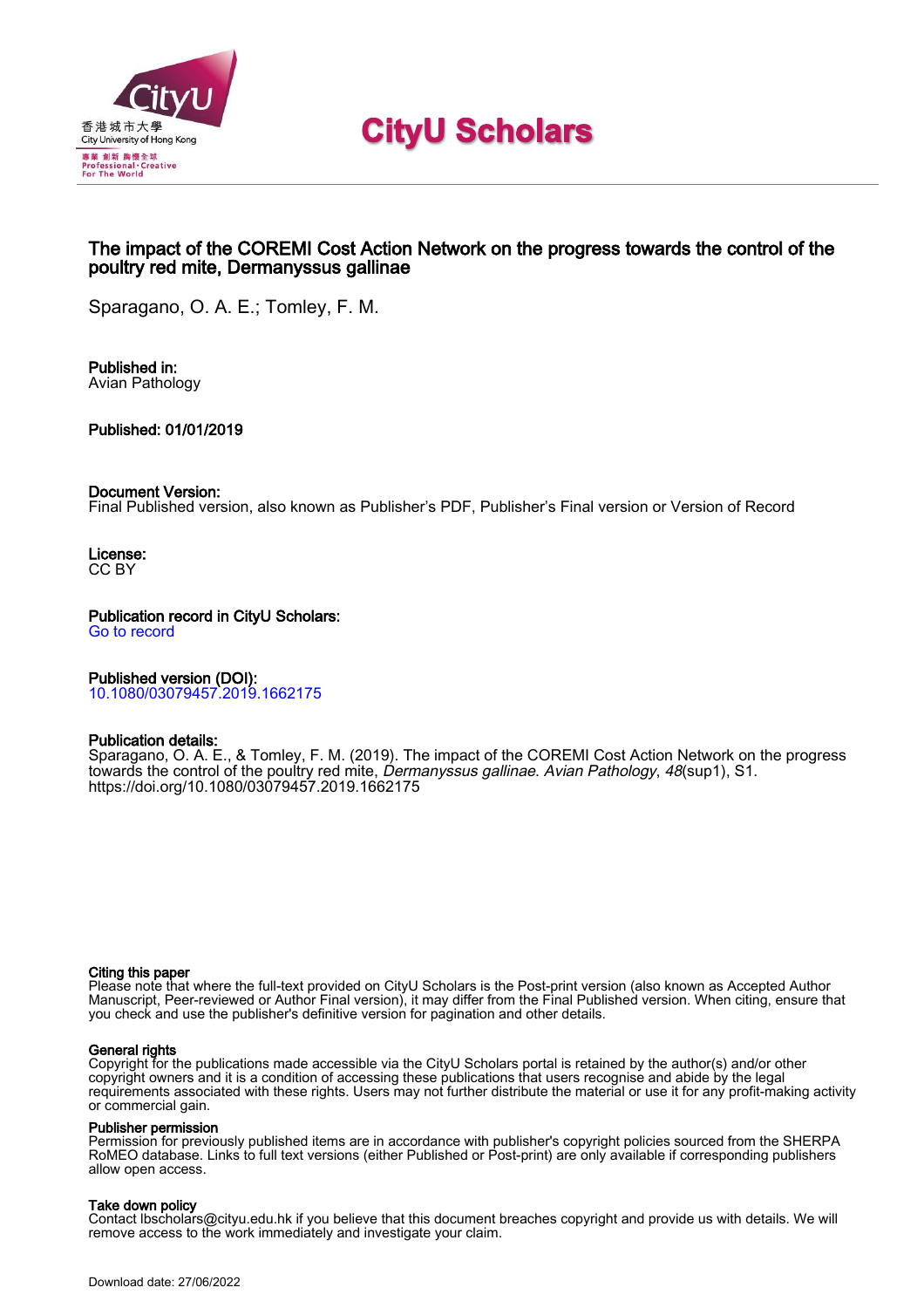# CityU Scholars

## The impact of the COREMI Cost Action Network on the progress towards the control of the poultry red mite, Dermanyssus gallinae

Sparagano, O. A. E.; Tomley, F. M.

**Published in:**
Avian Pathology

**Published:** 01/01/2019

**Document Version:**
Final Published version, also known as Publisher's PDF, Publisher's Final version or Version of Record

**License:**
CC BY

**Publication record in CityU Scholars:**
Go to record

**Published version (DOI):**
10.1080/03079457.2019.1662175

**Publication details:**
Sparagano, O. A. E., & Tomley, F. M. (2019). The impact of the COREMI Cost Action Network on the progress towards the control of the poultry red mite, *Dermanyssus gallinae*. *Avian Pathology*, *48*(sup1), S1. https://doi.org/10.1080/03079457.2019.1662175

**Citing this paper**
Please note that where the full-text provided on CityU Scholars is the Post-print version (also known as Accepted Author Manuscript, Peer-reviewed or Author Final version), it may differ from the Final Published version. When citing, ensure that you check and use the publisher's definitive version for pagination and other details.

**General rights**
Copyright for the publications made accessible via the CityU Scholars portal is retained by the author(s) and/or other copyright owners and it is a condition of accessing these publications that users recognise and abide by the legal requirements associated with these rights. Users may not further distribute the material or use it for any profit-making activity or commercial gain.

**Publisher permission**
Permission for previously published items are in accordance with publisher's copyright policies sourced from the SHERPA RoMEO database. Links to full text versions (either Published or Post-print) are only available if corresponding publishers allow open access.

**Take down policy**
Contact lbscholars@cityu.edu.hk if you believe that this document breaches copyright and provide us with details. We will remove access to the work immediately and investigate your claim.

Download date: 27/06/2022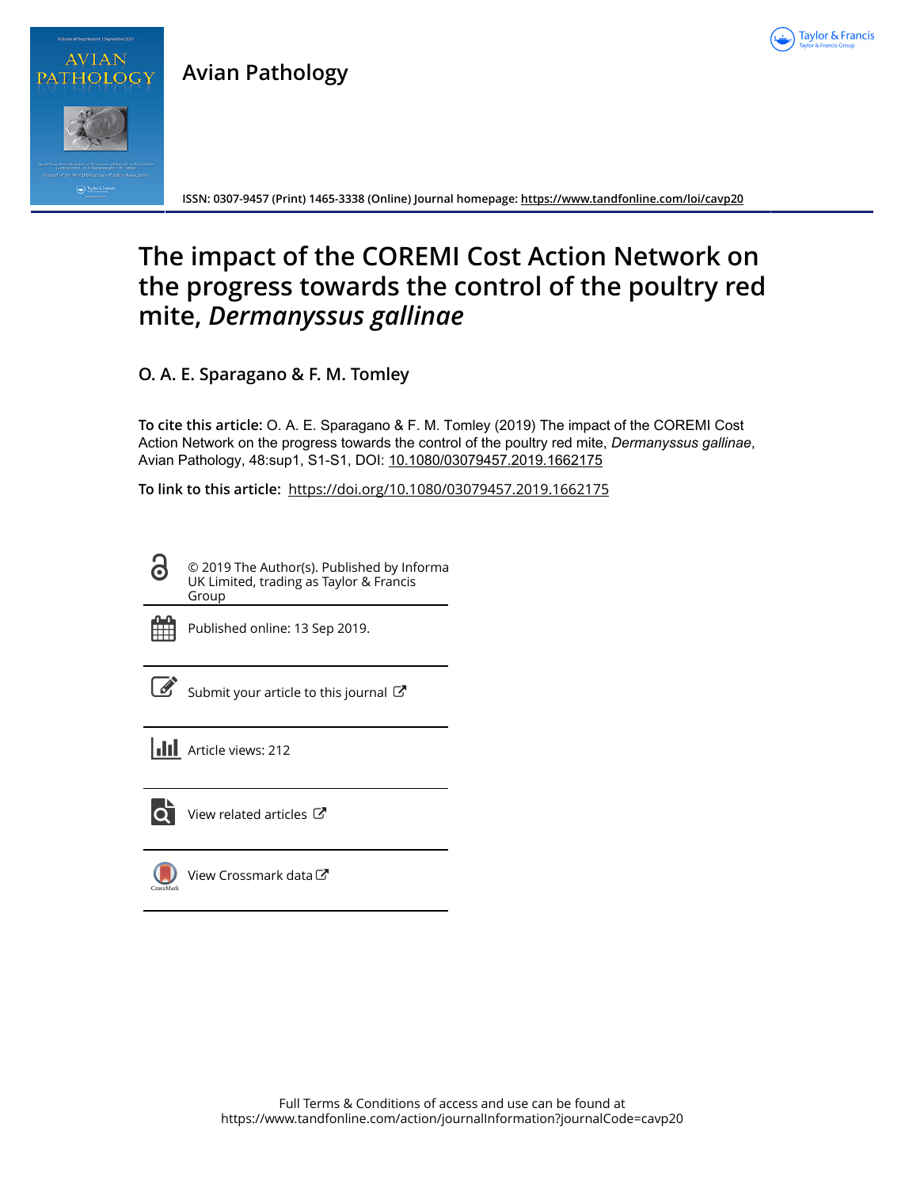Avian Pathology

ISSN: 0307-9457 (Print) 1465-3338 (Online) Journal homepage: https://www.tandfonline.com/loi/cavp20

# The impact of the COREMI Cost Action Network on the progress towards the control of the poultry red mite, *Dermanyssus gallinae*

**O. A. E. Sparagano & F. M. Tomley**

**To cite this article:** O. A. E. Sparagano & F. M. Tomley (2019) The impact of the COREMI Cost Action Network on the progress towards the control of the poultry red mite, *Dermanyssus gallinae*, Avian Pathology, 48:sup1, S1-S1, DOI: 10.1080/03079457.2019.1662175

**To link to this article:** https://doi.org/10.1080/03079457.2019.1662175

© 2019 The Author(s). Published by Informa UK Limited, trading as Taylor & Francis Group

Published online: 13 Sep 2019.

Submit your article to this journal

Article views: 212

View related articles

View Crossmark data

Full Terms & Conditions of access and use can be found at https://www.tandfonline.com/action/journalInformation?journalCode=cavp20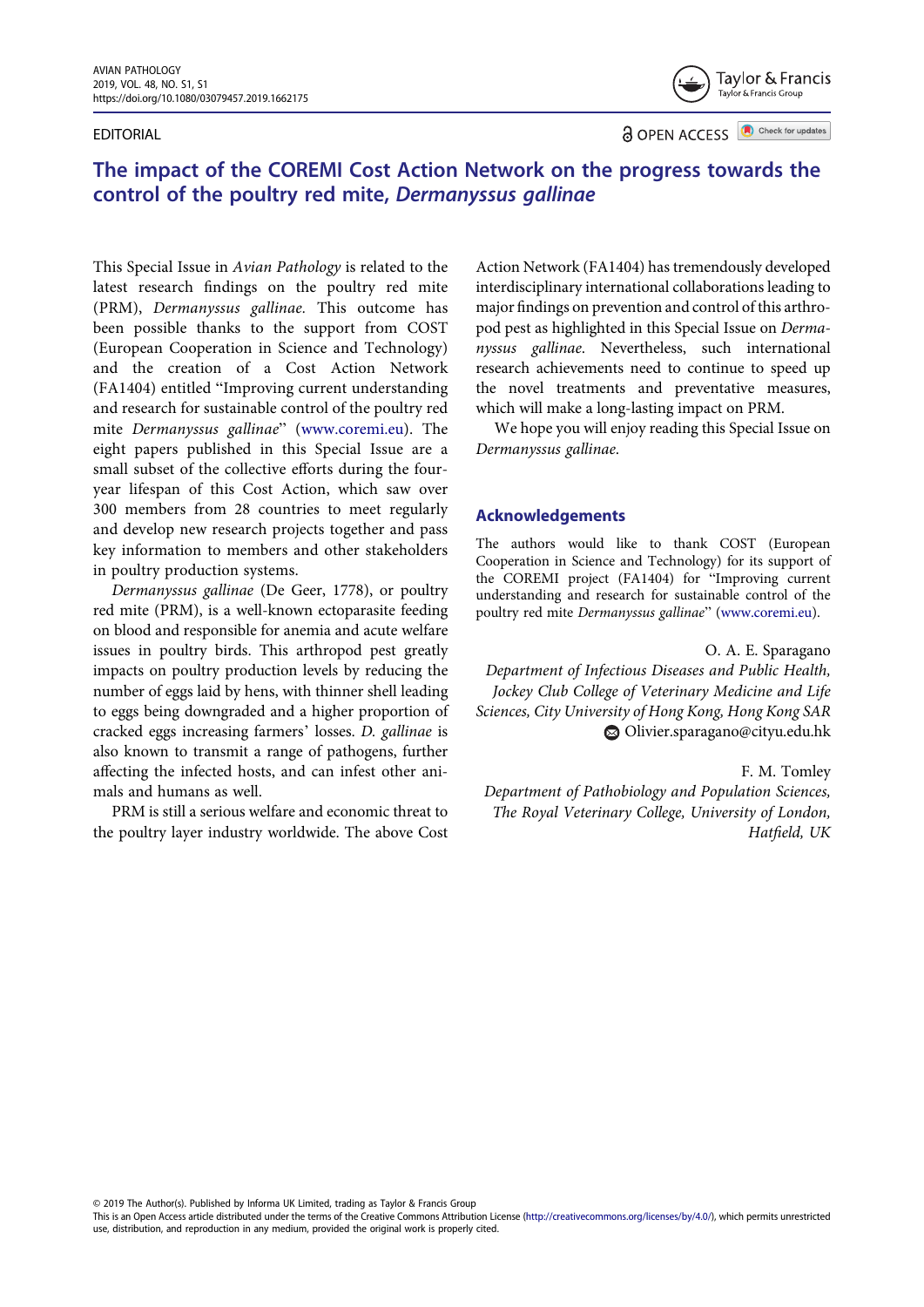EDITORIAL

OPEN ACCESS

# The impact of the COREMI Cost Action Network on the progress towards the control of the poultry red mite, *Dermanyssus gallinae*

This Special Issue in *Avian Pathology* is related to the latest research findings on the poultry red mite (PRM), *Dermanyssus gallinae*. This outcome has been possible thanks to the support from COST (European Cooperation in Science and Technology) and the creation of a Cost Action Network (FA1404) entitled "Improving current understanding and research for sustainable control of the poultry red mite *Dermanyssus gallinae*" (www.coremi.eu). The eight papers published in this Special Issue are a small subset of the collective efforts during the four-year lifespan of this Cost Action, which saw over 300 members from 28 countries to meet regularly and develop new research projects together and pass key information to members and other stakeholders in poultry production systems.

*Dermanyssus gallinae* (De Geer, 1778), or poultry red mite (PRM), is a well-known ectoparasite feeding on blood and responsible for anemia and acute welfare issues in poultry birds. This arthropod pest greatly impacts on poultry production levels by reducing the number of eggs laid by hens, with thinner shell leading to eggs being downgraded and a higher proportion of cracked eggs increasing farmers' losses. *D. gallinae* is also known to transmit a range of pathogens, further affecting the infected hosts, and can infest other animals and humans as well.

PRM is still a serious welfare and economic threat to the poultry layer industry worldwide. The above Cost Action Network (FA1404) has tremendously developed interdisciplinary international collaborations leading to major findings on prevention and control of this arthropod pest as highlighted in this Special Issue on *Dermanyssus gallinae*. Nevertheless, such international research achievements need to continue to speed up the novel treatments and preventative measures, which will make a long-lasting impact on PRM.

We hope you will enjoy reading this Special Issue on *Dermanyssus gallinae*.

## Acknowledgements

The authors would like to thank COST (European Cooperation in Science and Technology) for its support of the COREMI project (FA1404) for "Improving current understanding and research for sustainable control of the poultry red mite *Dermanyssus gallinae*" (www.coremi.eu).

O. A. E. Sparagano
*Department of Infectious Diseases and Public Health, Jockey Club College of Veterinary Medicine and Life Sciences, City University of Hong Kong, Hong Kong SAR*
Olivier.sparagano@cityu.edu.hk

F. M. Tomley
*Department of Pathobiology and Population Sciences, The Royal Veterinary College, University of London, Hatfield, UK*

© 2019 The Author(s). Published by Informa UK Limited, trading as Taylor & Francis Group
This is an Open Access article distributed under the terms of the Creative Commons Attribution License (http://creativecommons.org/licenses/by/4.0/), which permits unrestricted use, distribution, and reproduction in any medium, provided the original work is properly cited.